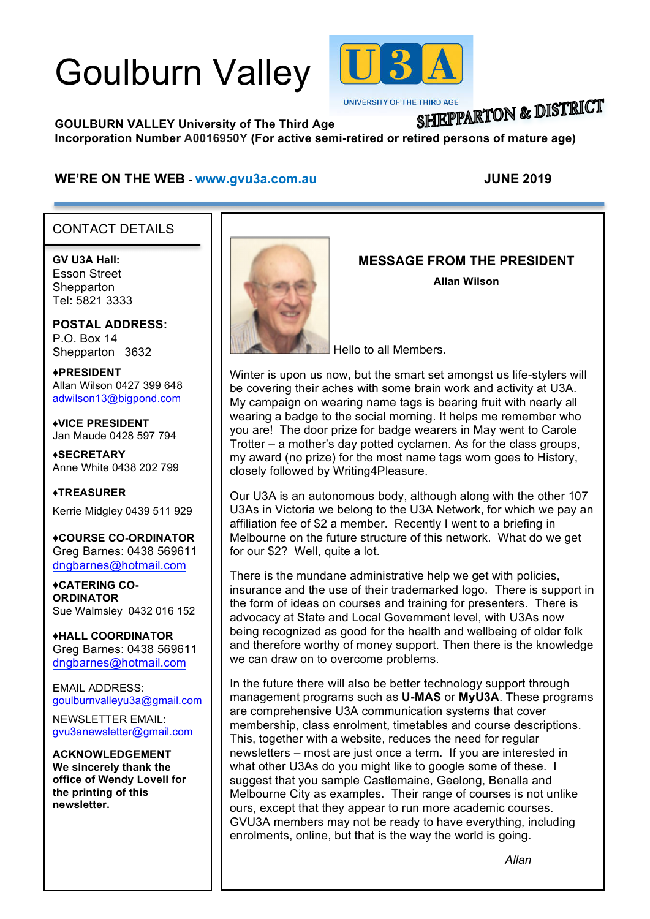# Goulburn Valley U3A

UNIVERSITY OF THE THIRD AGE

SHEPPARTON & DISTRICT

**GOULBURN VALLEY University of The Third Age**
**Incorporation Number A0016950Y (For active semi-retired or retired persons of mature age)**

**WE'RE ON THE WEB - www.gvu3a.com.au** **JUNE 2019**

## CONTACT DETAILS

**GV U3A Hall:**
Esson Street
Shepparton
Tel: 5821 3333

**POSTAL ADDRESS:**
P.O. Box 14
Shepparton 3632

**♦PRESIDENT**
Allan Wilson 0427 399 648
adwilson13@bigpond.com

**♦VICE PRESIDENT**
Jan Maude 0428 597 794

**♦SECRETARY**
Anne White 0438 202 799

**♦TREASURER**
Kerrie Midgley 0439 511 929

**♦COURSE CO-ORDINATOR**
Greg Barnes: 0438 569611
dngbarnes@hotmail.com

**♦CATERING CO-ORDINATOR**
Sue Walmsley 0432 016 152

**♦HALL COORDINATOR**
Greg Barnes: 0438 569611
dngbarnes@hotmail.com

EMAIL ADDRESS:
goulburnvalleyu3a@gmail.com

NEWSLETTER EMAIL:
gvu3anewsletter@gmail.com

**ACKNOWLEDGEMENT**
**We sincerely thank the office of Wendy Lovell for the printing of this newsletter.**

## MESSAGE FROM THE PRESIDENT

**Allan Wilson**

Hello to all Members.

Winter is upon us now, but the smart set amongst us life-stylers will be covering their aches with some brain work and activity at U3A. My campaign on wearing name tags is bearing fruit with nearly all wearing a badge to the social morning. It helps me remember who you are! The door prize for badge wearers in May went to Carole Trotter – a mother's day potted cyclamen. As for the class groups, my award (no prize) for the most name tags worn goes to History, closely followed by Writing4Pleasure.

Our U3A is an autonomous body, although along with the other 107 U3As in Victoria we belong to the U3A Network, for which we pay an affiliation fee of $2 a member. Recently I went to a briefing in Melbourne on the future structure of this network. What do we get for our $2? Well, quite a lot.

There is the mundane administrative help we get with policies, insurance and the use of their trademarked logo. There is support in the form of ideas on courses and training for presenters. There is advocacy at State and Local Government level, with U3As now being recognized as good for the health and wellbeing of older folk and therefore worthy of money support. Then there is the knowledge we can draw on to overcome problems.

In the future there will also be better technology support through management programs such as **U-MAS** or **MyU3A**. These programs are comprehensive U3A communication systems that cover membership, class enrolment, timetables and course descriptions. This, together with a website, reduces the need for regular newsletters – most are just once a term. If you are interested in what other U3As do you might like to google some of these. I suggest that you sample Castlemaine, Geelong, Benalla and Melbourne City as examples. Their range of courses is not unlike ours, except that they appear to run more academic courses. GVU3A members may not be ready to have everything, including enrolments, online, but that is the way the world is going.

*Allan*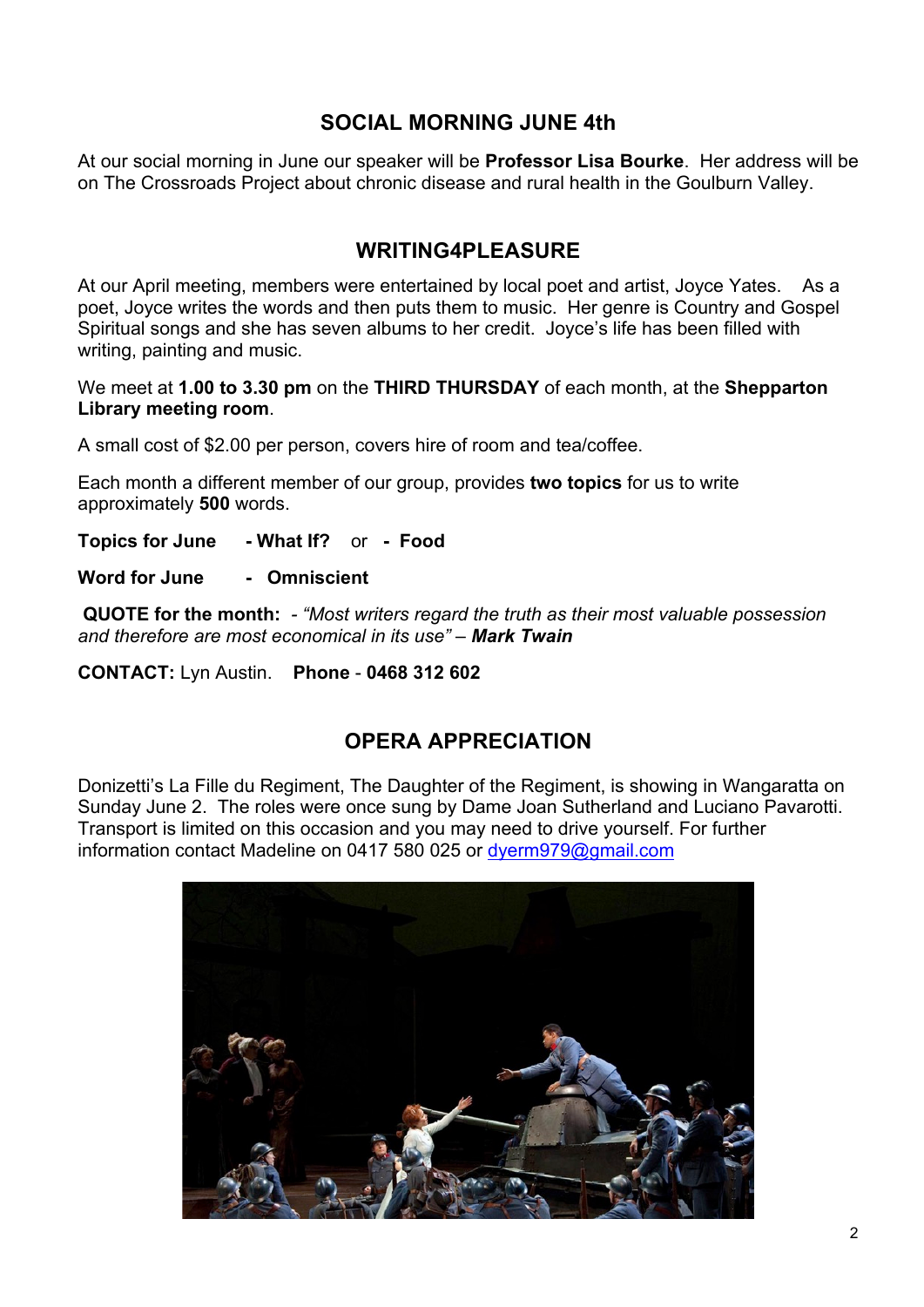## SOCIAL MORNING JUNE 4th

At our social morning in June our speaker will be **Professor Lisa Bourke**. Her address will be on The Crossroads Project about chronic disease and rural health in the Goulburn Valley.

## WRITING4PLEASURE

At our April meeting, members were entertained by local poet and artist, Joyce Yates. As a poet, Joyce writes the words and then puts them to music. Her genre is Country and Gospel Spiritual songs and she has seven albums to her credit. Joyce's life has been filled with writing, painting and music.

We meet at **1.00 to 3.30 pm** on the **THIRD THURSDAY** of each month, at the **Shepparton Library meeting room**.

A small cost of $2.00 per person, covers hire of room and tea/coffee.

Each month a different member of our group, provides **two topics** for us to write approximately **500** words.

**Topics for June** **- What If?** or **- Food**

**Word for June** **- Omniscient**

**QUOTE for the month:** - *"Most writers regard the truth as their most valuable possession and therefore are most economical in its use"* – ***Mark Twain***

**CONTACT:** Lyn Austin. **Phone - 0468 312 602**

## OPERA APPRECIATION

Donizetti's La Fille du Regiment, The Daughter of the Regiment, is showing in Wangaratta on Sunday June 2. The roles were once sung by Dame Joan Sutherland and Luciano Pavarotti. Transport is limited on this occasion and you may need to drive yourself. For further information contact Madeline on 0417 580 025 or dyerm979@gmail.com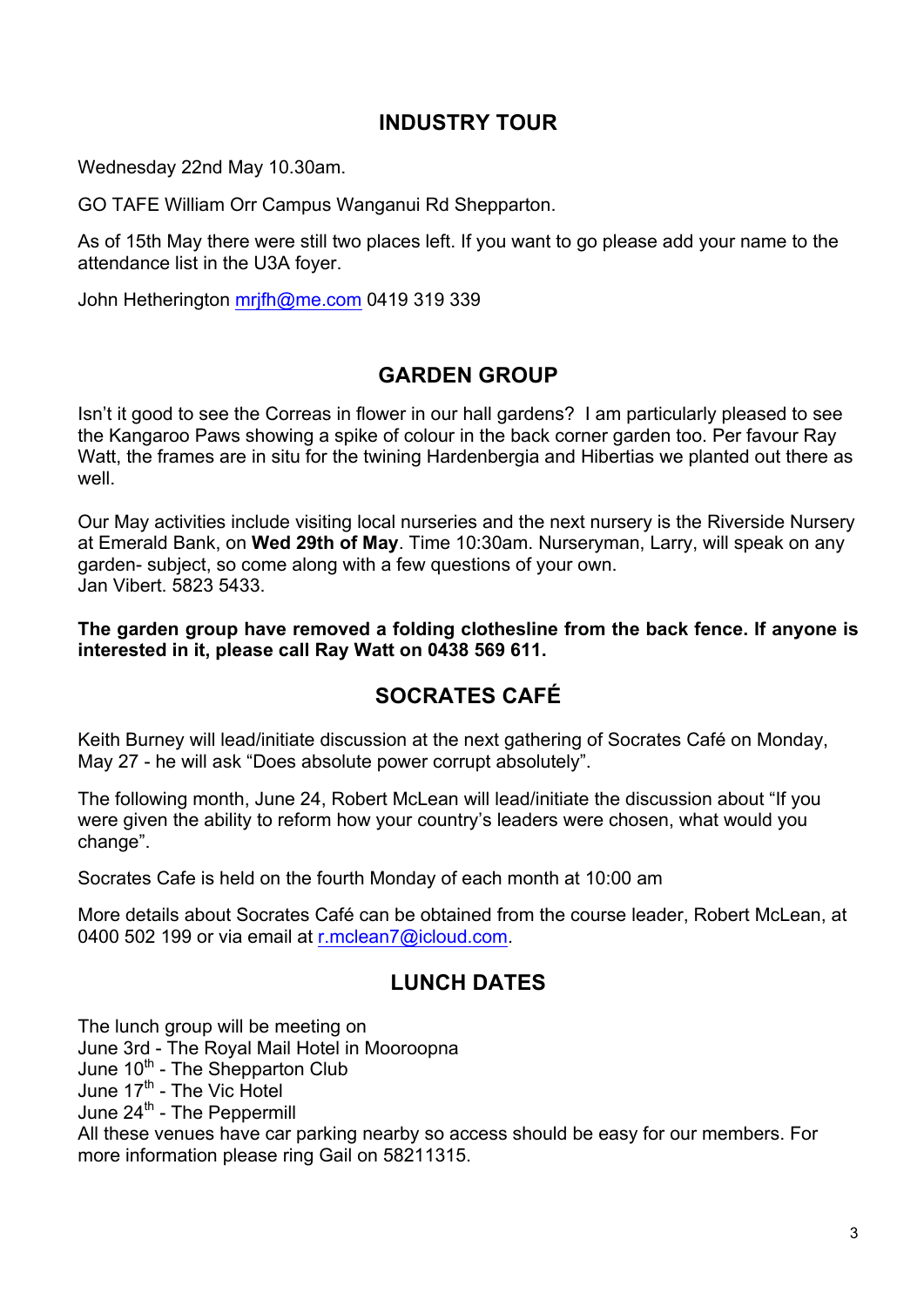## INDUSTRY TOUR

Wednesday 22nd May 10.30am.

GO TAFE William Orr Campus Wanganui Rd Shepparton.

As of 15th May there were still two places left. If you want to go please add your name to the attendance list in the U3A foyer.

John Hetherington mrjfh@me.com 0419 319 339

## GARDEN GROUP

Isn't it good to see the Correas in flower in our hall gardens? I am particularly pleased to see the Kangaroo Paws showing a spike of colour in the back corner garden too. Per favour Ray Watt, the frames are in situ for the twining Hardenbergia and Hibertias we planted out there as well.

Our May activities include visiting local nurseries and the next nursery is the Riverside Nursery at Emerald Bank, on **Wed 29th of May**. Time 10:30am. Nurseryman, Larry, will speak on any garden- subject, so come along with a few questions of your own.
Jan Vibert. 5823 5433.

**The garden group have removed a folding clothesline from the back fence. If anyone is interested in it, please call Ray Watt on 0438 569 611.**

## SOCRATES CAFÉ

Keith Burney will lead/initiate discussion at the next gathering of Socrates Café on Monday, May 27 - he will ask "Does absolute power corrupt absolutely".

The following month, June 24, Robert McLean will lead/initiate the discussion about "If you were given the ability to reform how your country's leaders were chosen, what would you change".

Socrates Cafe is held on the fourth Monday of each month at 10:00 am

More details about Socrates Café can be obtained from the course leader, Robert McLean, at 0400 502 199 or via email at r.mclean7@icloud.com.

## LUNCH DATES

The lunch group will be meeting on
June 3rd - The Royal Mail Hotel in Mooroopna
June 10th - The Shepparton Club
June 17th - The Vic Hotel
June 24th - The Peppermill
All these venues have car parking nearby so access should be easy for our members. For more information please ring Gail on 58211315.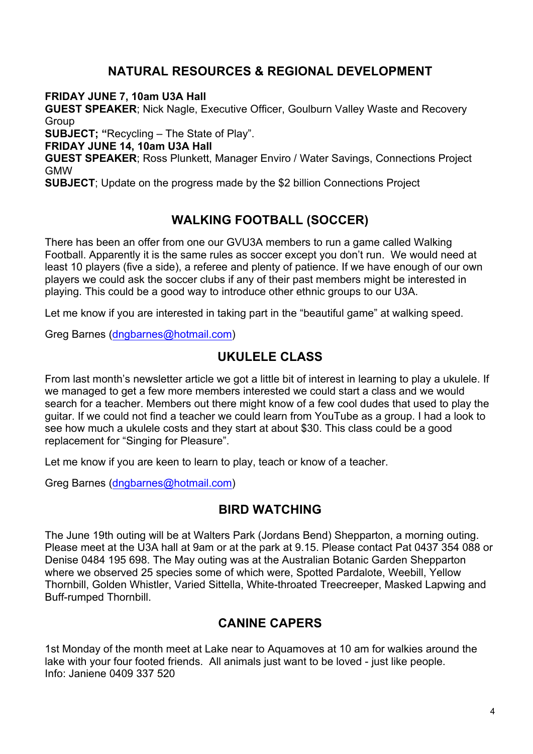## NATURAL RESOURCES & REGIONAL DEVELOPMENT

**FRIDAY JUNE 7, 10am U3A Hall**
**GUEST SPEAKER**; Nick Nagle, Executive Officer, Goulburn Valley Waste and Recovery Group
**SUBJECT; "**Recycling – The State of Play".
**FRIDAY JUNE 14, 10am U3A Hall**
**GUEST SPEAKER**; Ross Plunkett, Manager Enviro / Water Savings, Connections Project GMW
**SUBJECT**; Update on the progress made by the $2 billion Connections Project

## WALKING FOOTBALL (SOCCER)

There has been an offer from one our GVU3A members to run a game called Walking Football. Apparently it is the same rules as soccer except you don't run. We would need at least 10 players (five a side), a referee and plenty of patience. If we have enough of our own players we could ask the soccer clubs if any of their past members might be interested in playing. This could be a good way to introduce other ethnic groups to our U3A.

Let me know if you are interested in taking part in the "beautiful game" at walking speed.

Greg Barnes (dngbarnes@hotmail.com)

## UKULELE CLASS

From last month's newsletter article we got a little bit of interest in learning to play a ukulele. If we managed to get a few more members interested we could start a class and we would search for a teacher. Members out there might know of a few cool dudes that used to play the guitar. If we could not find a teacher we could learn from YouTube as a group. I had a look to see how much a ukulele costs and they start at about $30. This class could be a good replacement for "Singing for Pleasure".

Let me know if you are keen to learn to play, teach or know of a teacher.

Greg Barnes (dngbarnes@hotmail.com)

## BIRD WATCHING

The June 19th outing will be at Walters Park (Jordans Bend) Shepparton, a morning outing. Please meet at the U3A hall at 9am or at the park at 9.15. Please contact Pat 0437 354 088 or Denise 0484 195 698. The May outing was at the Australian Botanic Garden Shepparton where we observed 25 species some of which were, Spotted Pardalote, Weebill, Yellow Thornbill, Golden Whistler, Varied Sittella, White-throated Treecreeper, Masked Lapwing and Buff-rumped Thornbill.

## CANINE CAPERS

1st Monday of the month meet at Lake near to Aquamoves at 10 am for walkies around the lake with your four footed friends. All animals just want to be loved - just like people.
Info: Janiene 0409 337 520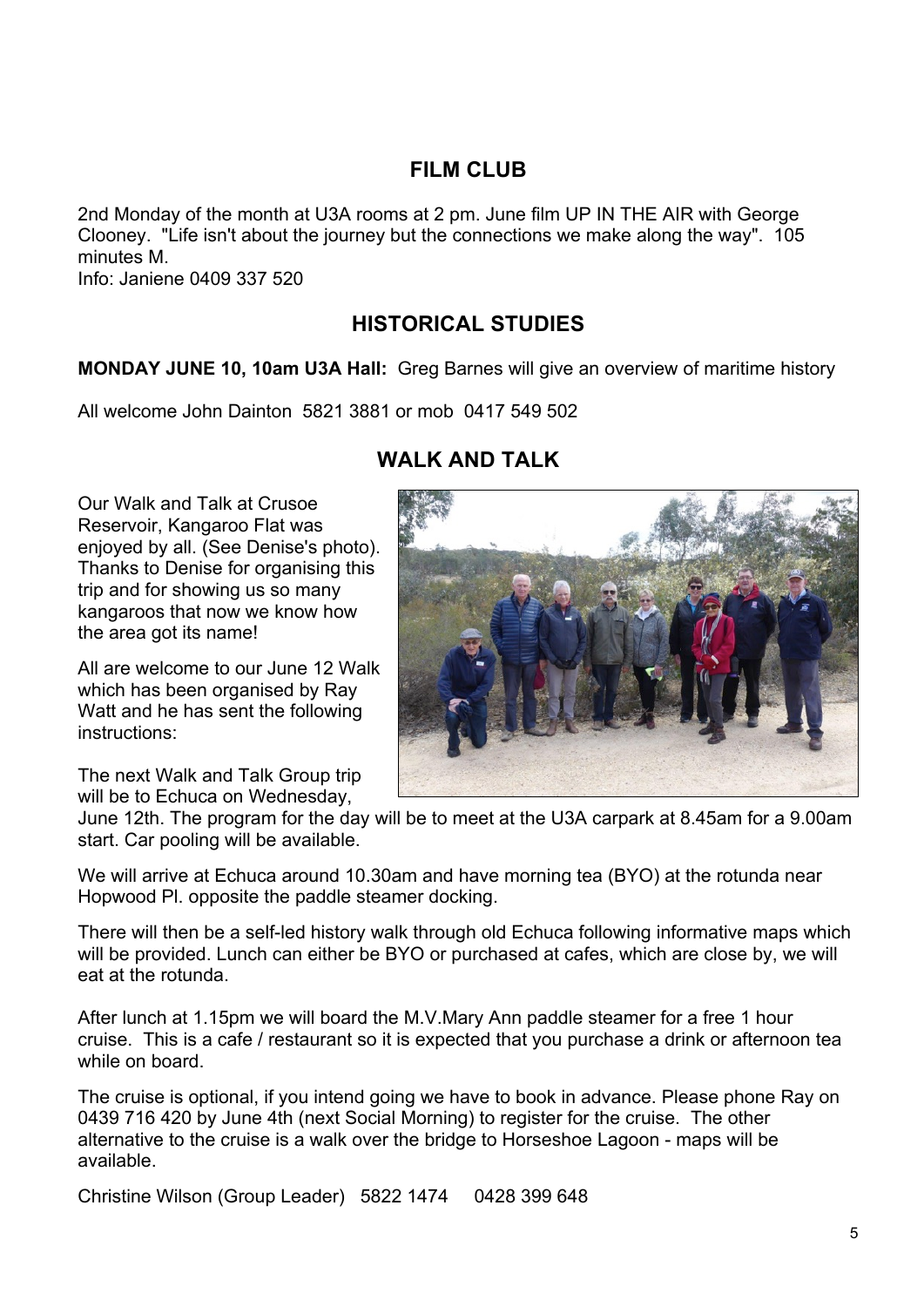## FILM CLUB

2nd Monday of the month at U3A rooms at 2 pm. June film UP IN THE AIR with George Clooney. "Life isn't about the journey but the connections we make along the way". 105 minutes M.
Info: Janiene 0409 337 520

## HISTORICAL STUDIES

**MONDAY JUNE 10, 10am U3A Hall:** Greg Barnes will give an overview of maritime history

All welcome John Dainton 5821 3881 or mob 0417 549 502

## WALK AND TALK

Our Walk and Talk at Crusoe Reservoir, Kangaroo Flat was enjoyed by all. (See Denise's photo). Thanks to Denise for organising this trip and for showing us so many kangaroos that now we know how the area got its name!

All are welcome to our June 12 Walk which has been organised by Ray Watt and he has sent the following instructions:

The next Walk and Talk Group trip will be to Echuca on Wednesday, June 12th. The program for the day will be to meet at the U3A carpark at 8.45am for a 9.00am start. Car pooling will be available.

We will arrive at Echuca around 10.30am and have morning tea (BYO) at the rotunda near Hopwood Pl. opposite the paddle steamer docking.

There will then be a self-led history walk through old Echuca following informative maps which will be provided. Lunch can either be BYO or purchased at cafes, which are close by, we will eat at the rotunda.

After lunch at 1.15pm we will board the M.V.Mary Ann paddle steamer for a free 1 hour cruise. This is a cafe / restaurant so it is expected that you purchase a drink or afternoon tea while on board.

The cruise is optional, if you intend going we have to book in advance. Please phone Ray on 0439 716 420 by June 4th (next Social Morning) to register for the cruise. The other alternative to the cruise is a walk over the bridge to Horseshoe Lagoon - maps will be available.

Christine Wilson (Group Leader) 5822 1474 0428 399 648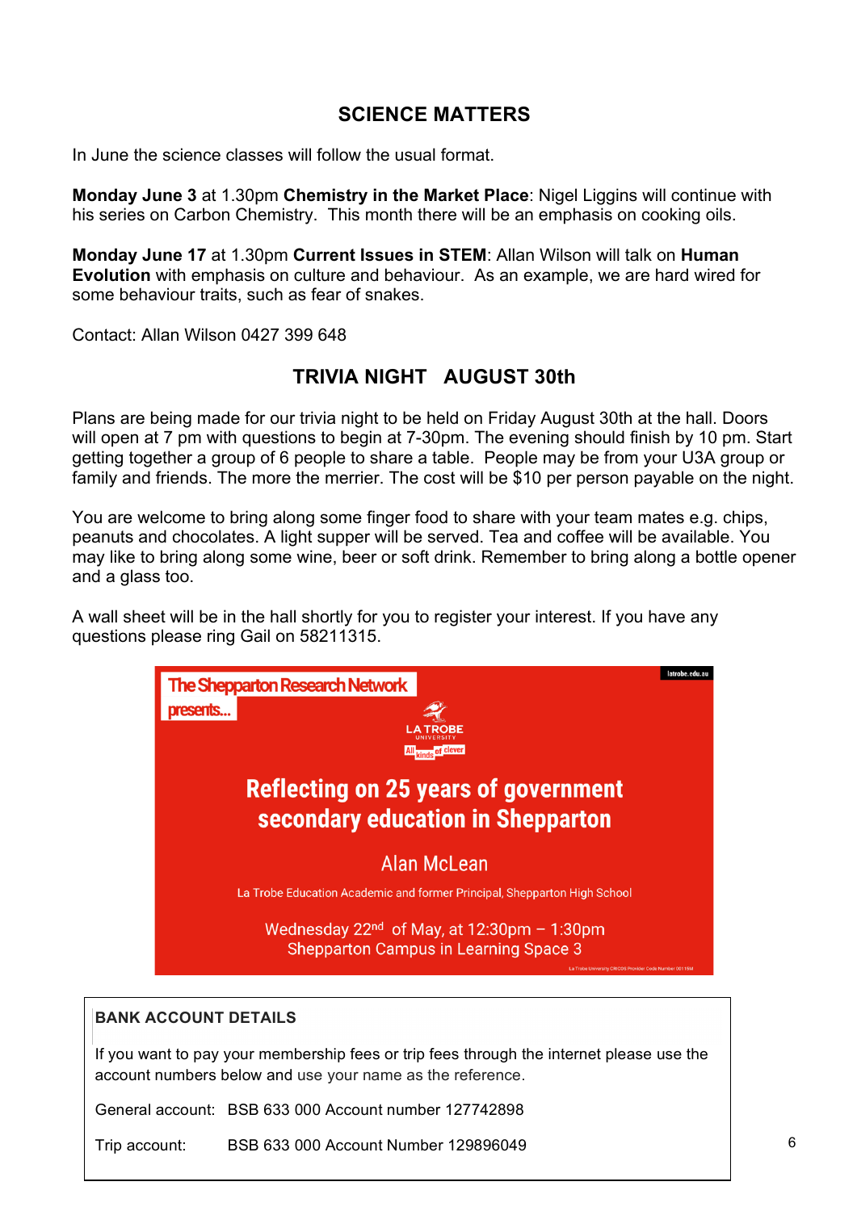## SCIENCE MATTERS

In June the science classes will follow the usual format.

**Monday June 3** at 1.30pm **Chemistry in the Market Place**: Nigel Liggins will continue with his series on Carbon Chemistry. This month there will be an emphasis on cooking oils.

**Monday June 17** at 1.30pm **Current Issues in STEM**: Allan Wilson will talk on **Human Evolution** with emphasis on culture and behaviour. As an example, we are hard wired for some behaviour traits, such as fear of snakes.

Contact: Allan Wilson 0427 399 648

## TRIVIA NIGHT AUGUST 30th

Plans are being made for our trivia night to be held on Friday August 30th at the hall. Doors will open at 7 pm with questions to begin at 7-30pm. The evening should finish by 10 pm. Start getting together a group of 6 people to share a table. People may be from your U3A group or family and friends. The more the merrier. The cost will be $10 per person payable on the night.

You are welcome to bring along some finger food to share with your team mates e.g. chips, peanuts and chocolates. A light supper will be served. Tea and coffee will be available. You may like to bring along some wine, beer or soft drink. Remember to bring along a bottle opener and a glass too.

A wall sheet will be in the hall shortly for you to register your interest. If you have any questions please ring Gail on 58211315.

The Shepparton Research Network presents...

latrobe.edu.au

LA TROBE UNIVERSITY

All kinds of clever

**Reflecting on 25 years of government secondary education in Shepparton**

Alan McLean

La Trobe Education Academic and former Principal, Shepparton High School

Wednesday 22nd of May, at 12:30pm – 1:30pm
Shepparton Campus in Learning Space 3

**BANK ACCOUNT DETAILS**

If you want to pay your membership fees or trip fees through the internet please use the account numbers below and use your name as the reference.

General account: BSB 633 000 Account number 127742898

Trip account: BSB 633 000 Account Number 129896049